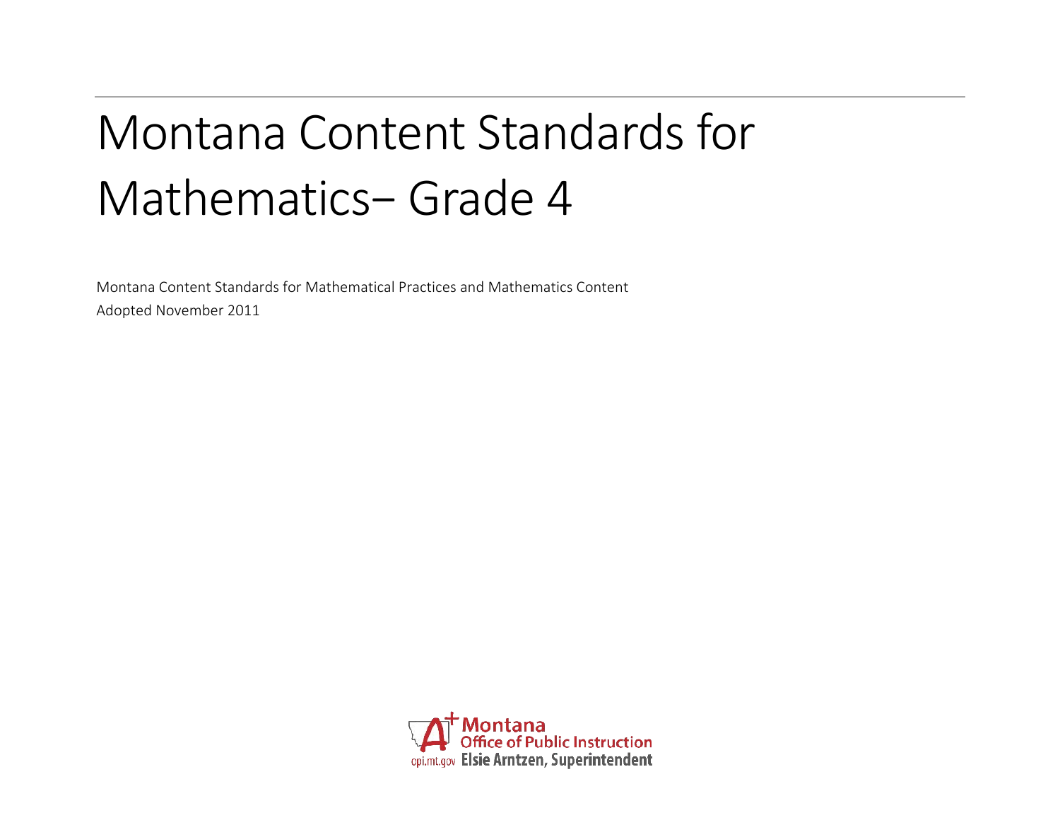# Montana Content Standards for Mathematics– Grade 4

Montana Content Standards for Mathematical Practices and Mathematics Content

Adopted November 2011

Montana Office of Public Instruction

opi.mt.gov Elsie Arntzen, Superintendent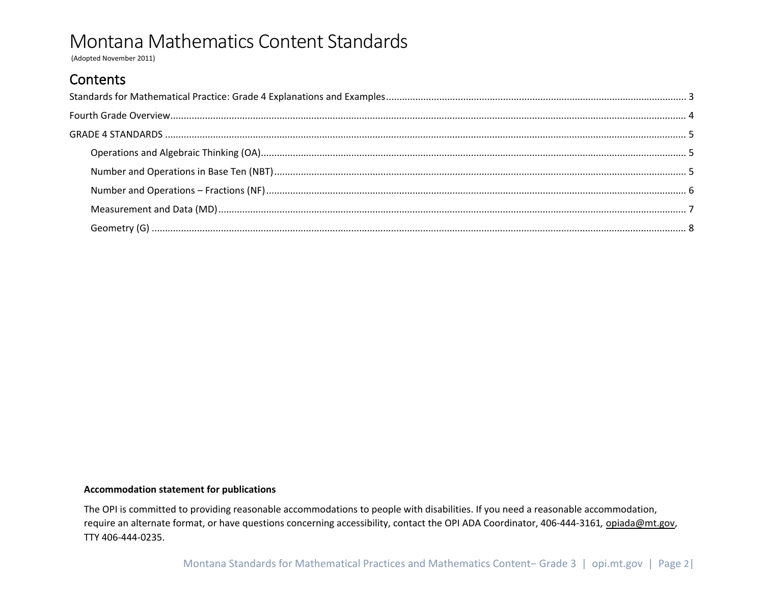# Montana Mathematics Content Standards

(Adopted November 2011)

## Contents

Standards for Mathematical Practice: Grade 4 Explanations and Examples ..... 3

Fourth Grade Overview ..... 4

GRADE 4 STANDARDS ..... 5

- Operations and Algebraic Thinking (OA) ..... 5
- Number and Operations in Base Ten (NBT) ..... 5
- Number and Operations – Fractions (NF) ..... 6
- Measurement and Data (MD) ..... 7
- Geometry (G) ..... 8

**Accommodation statement for publications**

The OPI is committed to providing reasonable accommodations to people with disabilities. If you need a reasonable accommodation, require an alternate format, or have questions concerning accessibility, contact the OPI ADA Coordinator, 406-444-3161, opiada@mt.gov, TTY 406-444-0235.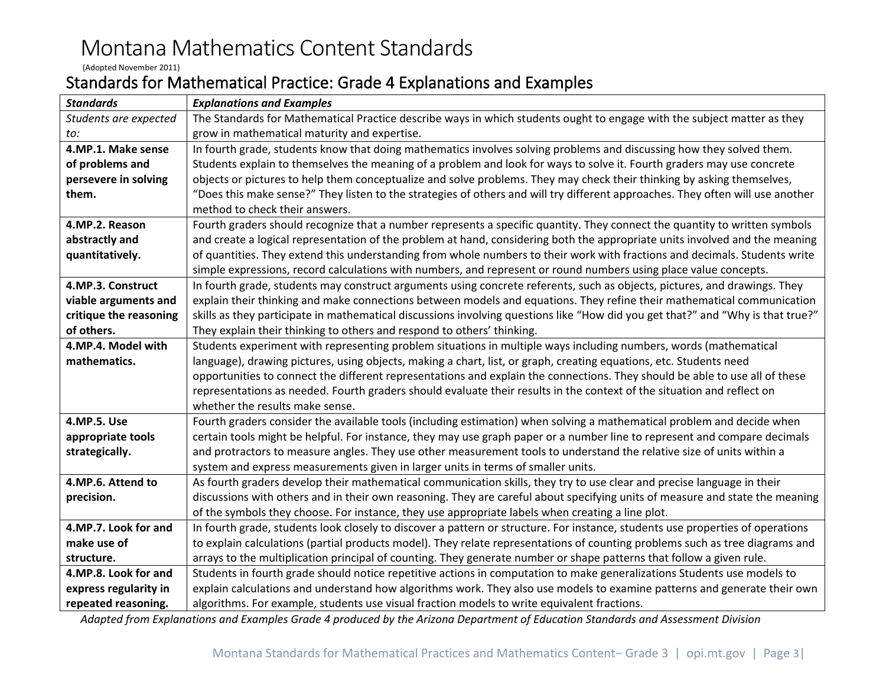# Montana Mathematics Content Standards

(Adopted November 2011)

## Standards for Mathematical Practice: Grade 4 Explanations and Examples

| ***Standards*** | ***Explanations and Examples*** |
|---|---|
| *Students are expected to:* | The Standards for Mathematical Practice describe ways in which students ought to engage with the subject matter as they grow in mathematical maturity and expertise. |
| **4.MP.1. Make sense of problems and persevere in solving them.** | In fourth grade, students know that doing mathematics involves solving problems and discussing how they solved them. Students explain to themselves the meaning of a problem and look for ways to solve it. Fourth graders may use concrete objects or pictures to help them conceptualize and solve problems. They may check their thinking by asking themselves, "Does this make sense?" They listen to the strategies of others and will try different approaches. They often will use another method to check their answers. |
| **4.MP.2. Reason abstractly and quantitatively.** | Fourth graders should recognize that a number represents a specific quantity. They connect the quantity to written symbols and create a logical representation of the problem at hand, considering both the appropriate units involved and the meaning of quantities. They extend this understanding from whole numbers to their work with fractions and decimals. Students write simple expressions, record calculations with numbers, and represent or round numbers using place value concepts. |
| **4.MP.3. Construct viable arguments and critique the reasoning of others.** | In fourth grade, students may construct arguments using concrete referents, such as objects, pictures, and drawings. They explain their thinking and make connections between models and equations. They refine their mathematical communication skills as they participate in mathematical discussions involving questions like "How did you get that?" and "Why is that true?" They explain their thinking to others and respond to others' thinking. |
| **4.MP.4. Model with mathematics.** | Students experiment with representing problem situations in multiple ways including numbers, words (mathematical language), drawing pictures, using objects, making a chart, list, or graph, creating equations, etc. Students need opportunities to connect the different representations and explain the connections. They should be able to use all of these representations as needed. Fourth graders should evaluate their results in the context of the situation and reflect on whether the results make sense. |
| **4.MP.5. Use appropriate tools strategically.** | Fourth graders consider the available tools (including estimation) when solving a mathematical problem and decide when certain tools might be helpful. For instance, they may use graph paper or a number line to represent and compare decimals and protractors to measure angles. They use other measurement tools to understand the relative size of units within a system and express measurements given in larger units in terms of smaller units. |
| **4.MP.6. Attend to precision.** | As fourth graders develop their mathematical communication skills, they try to use clear and precise language in their discussions with others and in their own reasoning. They are careful about specifying units of measure and state the meaning of the symbols they choose. For instance, they use appropriate labels when creating a line plot. |
| **4.MP.7. Look for and make use of structure.** | In fourth grade, students look closely to discover a pattern or structure. For instance, students use properties of operations to explain calculations (partial products model). They relate representations of counting problems such as tree diagrams and arrays to the multiplication principal of counting. They generate number or shape patterns that follow a given rule. |
| **4.MP.8. Look for and express regularity in repeated reasoning.** | Students in fourth grade should notice repetitive actions in computation to make generalizations Students use models to explain calculations and understand how algorithms work. They also use models to examine patterns and generate their own algorithms. For example, students use visual fraction models to write equivalent fractions. |

*Adapted from Explanations and Examples Grade 4 produced by the Arizona Department of Education Standards and Assessment Division*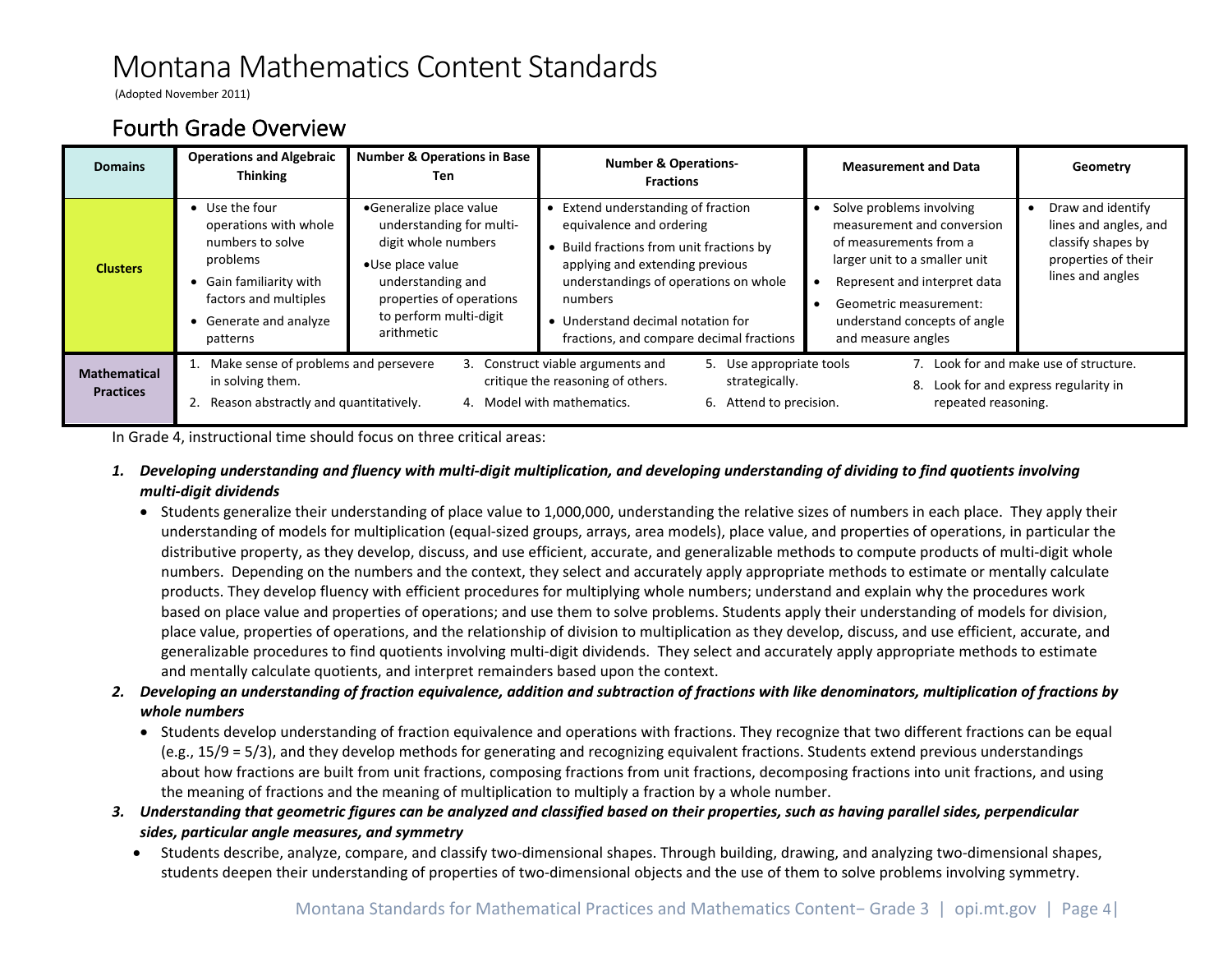# Montana Mathematics Content Standards

(Adopted November 2011)

## Fourth Grade Overview

| Domains | Operations and Algebraic Thinking | Number & Operations in Base Ten | Number & Operations- Fractions | Measurement and Data | Geometry |
|---|---|---|---|---|---|
| **Clusters** | • Use the four operations with whole numbers to solve problems<br>• Gain familiarity with factors and multiples<br>• Generate and analyze patterns | • Generalize place value understanding for multi-digit whole numbers<br>• Use place value understanding and properties of operations to perform multi-digit arithmetic | • Extend understanding of fraction equivalence and ordering<br>• Build fractions from unit fractions by applying and extending previous understandings of operations on whole numbers<br>• Understand decimal notation for fractions, and compare decimal fractions | • Solve problems involving measurement and conversion of measurements from a larger unit to a smaller unit<br>• Represent and interpret data<br>• Geometric measurement: understand concepts of angle and measure angles | • Draw and identify lines and angles, and classify shapes by properties of their lines and angles |
| **Mathematical Practices** | 1. Make sense of problems and persevere in solving them.<br>2. Reason abstractly and quantitatively. | 3. Construct viable arguments and critique the reasoning of others.<br>4. Model with mathematics. | 5. Use appropriate tools strategically.<br>6. Attend to precision. | 7. Look for and make use of structure.<br>8. Look for and express regularity in repeated reasoning. | |

In Grade 4, instructional time should focus on three critical areas:

1. ***Developing understanding and fluency with multi-digit multiplication, and developing understanding of dividing to find quotients involving multi-digit dividends***
   - Students generalize their understanding of place value to 1,000,000, understanding the relative sizes of numbers in each place. They apply their understanding of models for multiplication (equal-sized groups, arrays, area models), place value, and properties of operations, in particular the distributive property, as they develop, discuss, and use efficient, accurate, and generalizable methods to compute products of multi-digit whole numbers. Depending on the numbers and the context, they select and accurately apply appropriate methods to estimate or mentally calculate products. They develop fluency with efficient procedures for multiplying whole numbers; understand and explain why the procedures work based on place value and properties of operations; and use them to solve problems. Students apply their understanding of models for division, place value, properties of operations, and the relationship of division to multiplication as they develop, discuss, and use efficient, accurate, and generalizable procedures to find quotients involving multi-digit dividends. They select and accurately apply appropriate methods to estimate and mentally calculate quotients, and interpret remainders based upon the context.
2. ***Developing an understanding of fraction equivalence, addition and subtraction of fractions with like denominators, multiplication of fractions by whole numbers***
   - Students develop understanding of fraction equivalence and operations with fractions. They recognize that two different fractions can be equal (e.g., $15/9 = 5/3$), and they develop methods for generating and recognizing equivalent fractions. Students extend previous understandings about how fractions are built from unit fractions, composing fractions from unit fractions, decomposing fractions into unit fractions, and using the meaning of fractions and the meaning of multiplication to multiply a fraction by a whole number.
3. ***Understanding that geometric figures can be analyzed and classified based on their properties, such as having parallel sides, perpendicular sides, particular angle measures, and symmetry***
   - Students describe, analyze, compare, and classify two-dimensional shapes. Through building, drawing, and analyzing two-dimensional shapes, students deepen their understanding of properties of two-dimensional objects and the use of them to solve problems involving symmetry.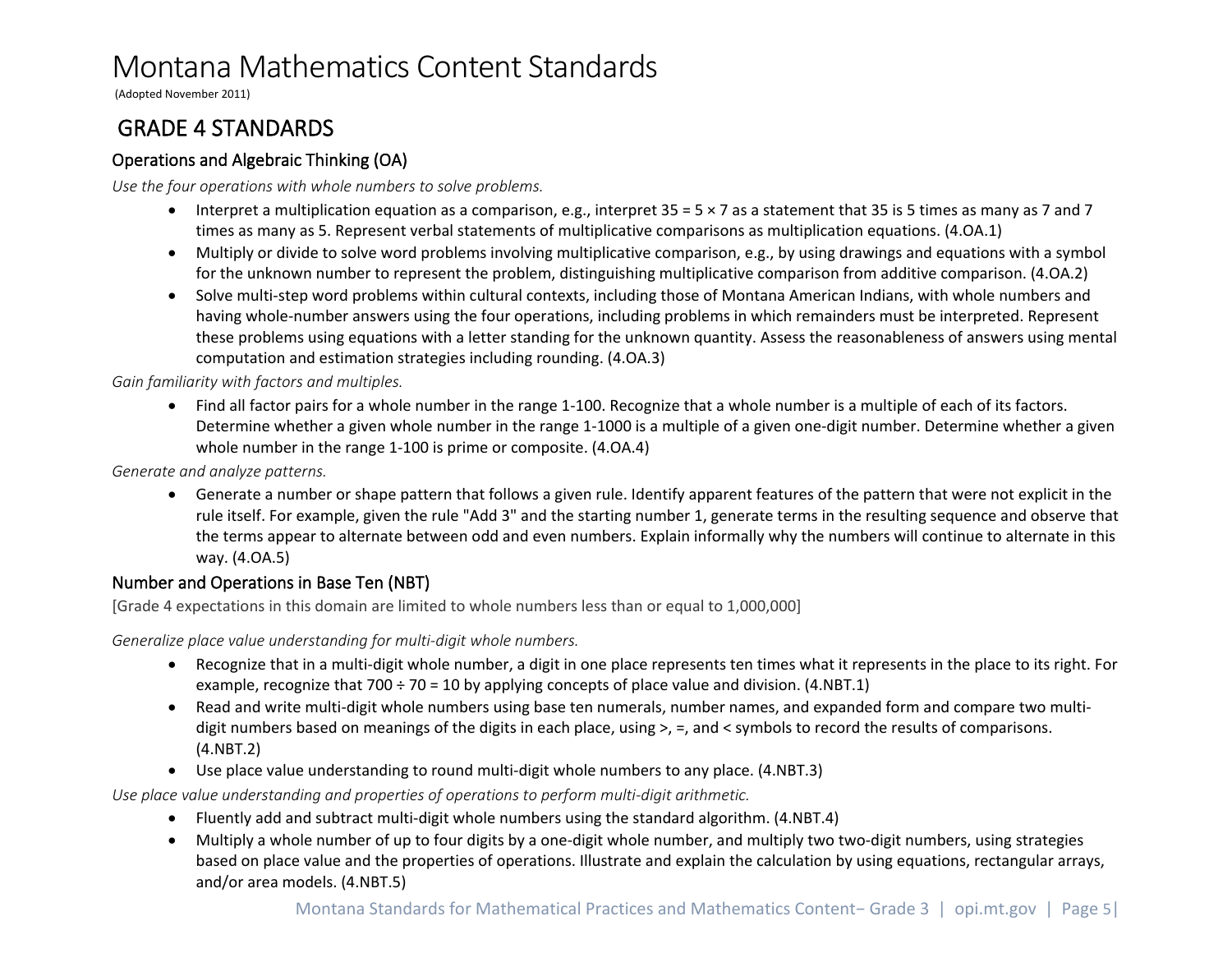# Montana Mathematics Content Standards

(Adopted November 2011)

## GRADE 4 STANDARDS

### Operations and Algebraic Thinking (OA)

*Use the four operations with whole numbers to solve problems.*

- Interpret a multiplication equation as a comparison, e.g., interpret $35 = 5 \times 7$ as a statement that 35 is 5 times as many as 7 and 7 times as many as 5. Represent verbal statements of multiplicative comparisons as multiplication equations. (4.OA.1)
- Multiply or divide to solve word problems involving multiplicative comparison, e.g., by using drawings and equations with a symbol for the unknown number to represent the problem, distinguishing multiplicative comparison from additive comparison. (4.OA.2)
- Solve multi-step word problems within cultural contexts, including those of Montana American Indians, with whole numbers and having whole-number answers using the four operations, including problems in which remainders must be interpreted. Represent these problems using equations with a letter standing for the unknown quantity. Assess the reasonableness of answers using mental computation and estimation strategies including rounding. (4.OA.3)

*Gain familiarity with factors and multiples.*

- Find all factor pairs for a whole number in the range 1-100. Recognize that a whole number is a multiple of each of its factors. Determine whether a given whole number in the range 1-1000 is a multiple of a given one-digit number. Determine whether a given whole number in the range 1-100 is prime or composite. (4.OA.4)

*Generate and analyze patterns.*

- Generate a number or shape pattern that follows a given rule. Identify apparent features of the pattern that were not explicit in the rule itself. For example, given the rule "Add 3" and the starting number 1, generate terms in the resulting sequence and observe that the terms appear to alternate between odd and even numbers. Explain informally why the numbers will continue to alternate in this way. (4.OA.5)

### Number and Operations in Base Ten (NBT)

[Grade 4 expectations in this domain are limited to whole numbers less than or equal to 1,000,000]

*Generalize place value understanding for multi-digit whole numbers.*

- Recognize that in a multi-digit whole number, a digit in one place represents ten times what it represents in the place to its right. For example, recognize that $700 \div 70 = 10$ by applying concepts of place value and division. (4.NBT.1)
- Read and write multi-digit whole numbers using base ten numerals, number names, and expanded form and compare two multi-digit numbers based on meanings of the digits in each place, using >, =, and < symbols to record the results of comparisons. (4.NBT.2)
- Use place value understanding to round multi-digit whole numbers to any place. (4.NBT.3)

*Use place value understanding and properties of operations to perform multi-digit arithmetic.*

- Fluently add and subtract multi-digit whole numbers using the standard algorithm. (4.NBT.4)
- Multiply a whole number of up to four digits by a one-digit whole number, and multiply two two-digit numbers, using strategies based on place value and the properties of operations. Illustrate and explain the calculation by using equations, rectangular arrays, and/or area models. (4.NBT.5)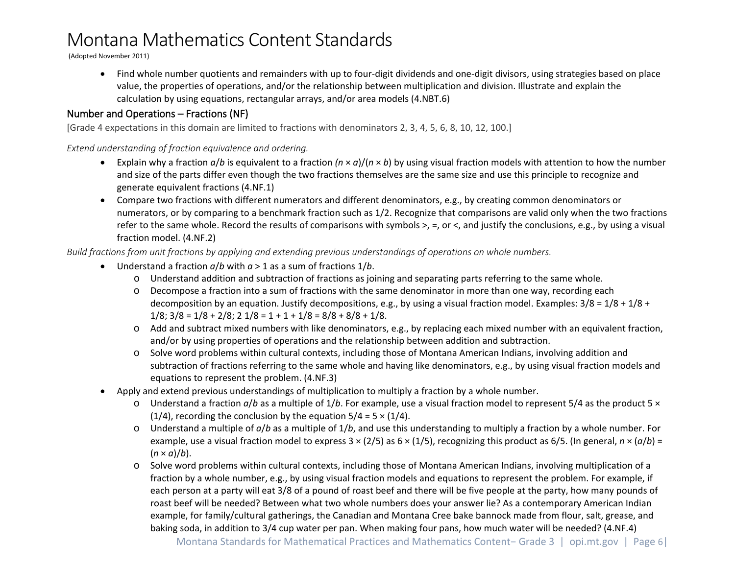- Find whole number quotients and remainders with up to four-digit dividends and one-digit divisors, using strategies based on place value, the properties of operations, and/or the relationship between multiplication and division. Illustrate and explain the calculation by using equations, rectangular arrays, and/or area models (4.NBT.6)

## Number and Operations – Fractions (NF)

[Grade 4 expectations in this domain are limited to fractions with denominators 2, 3, 4, 5, 6, 8, 10, 12, 100.]

*Extend understanding of fraction equivalence and ordering.*

- Explain why a fraction $a/b$ is equivalent to a fraction $(n \times a)/(n \times b)$ by using visual fraction models with attention to how the number and size of the parts differ even though the two fractions themselves are the same size and use this principle to recognize and generate equivalent fractions (4.NF.1)
- Compare two fractions with different numerators and different denominators, e.g., by creating common denominators or numerators, or by comparing to a benchmark fraction such as 1/2. Recognize that comparisons are valid only when the two fractions refer to the same whole. Record the results of comparisons with symbols >, =, or <, and justify the conclusions, e.g., by using a visual fraction model. (4.NF.2)

*Build fractions from unit fractions by applying and extending previous understandings of operations on whole numbers.*

- Understand a fraction $a/b$ with $a > 1$ as a sum of fractions $1/b$.
  - Understand addition and subtraction of fractions as joining and separating parts referring to the same whole.
  - Decompose a fraction into a sum of fractions with the same denominator in more than one way, recording each decomposition by an equation. Justify decompositions, e.g., by using a visual fraction model. Examples: 3/8 = 1/8 + 1/8 + 1/8; 3/8 = 1/8 + 2/8; 2 1/8 = 1 + 1 + 1/8 = 8/8 + 8/8 + 1/8.
  - Add and subtract mixed numbers with like denominators, e.g., by replacing each mixed number with an equivalent fraction, and/or by using properties of operations and the relationship between addition and subtraction.
  - Solve word problems within cultural contexts, including those of Montana American Indians, involving addition and subtraction of fractions referring to the same whole and having like denominators, e.g., by using visual fraction models and equations to represent the problem. (4.NF.3)
- Apply and extend previous understandings of multiplication to multiply a fraction by a whole number.
  - Understand a fraction $a/b$ as a multiple of $1/b$. For example, use a visual fraction model to represent 5/4 as the product 5 × (1/4), recording the conclusion by the equation 5/4 = 5 × (1/4).
  - Understand a multiple of $a/b$ as a multiple of $1/b$, and use this understanding to multiply a fraction by a whole number. For example, use a visual fraction model to express 3 × (2/5) as 6 × (1/5), recognizing this product as 6/5. (In general, $n \times (a/b) = (n \times a)/b$).
  - Solve word problems within cultural contexts, including those of Montana American Indians, involving multiplication of a fraction by a whole number, e.g., by using visual fraction models and equations to represent the problem. For example, if each person at a party will eat 3/8 of a pound of roast beef and there will be five people at the party, how many pounds of roast beef will be needed? Between what two whole numbers does your answer lie? As a contemporary American Indian example, for family/cultural gatherings, the Canadian and Montana Cree bake bannock made from flour, salt, grease, and baking soda, in addition to 3/4 cup water per pan. When making four pans, how much water will be needed? (4.NF.4)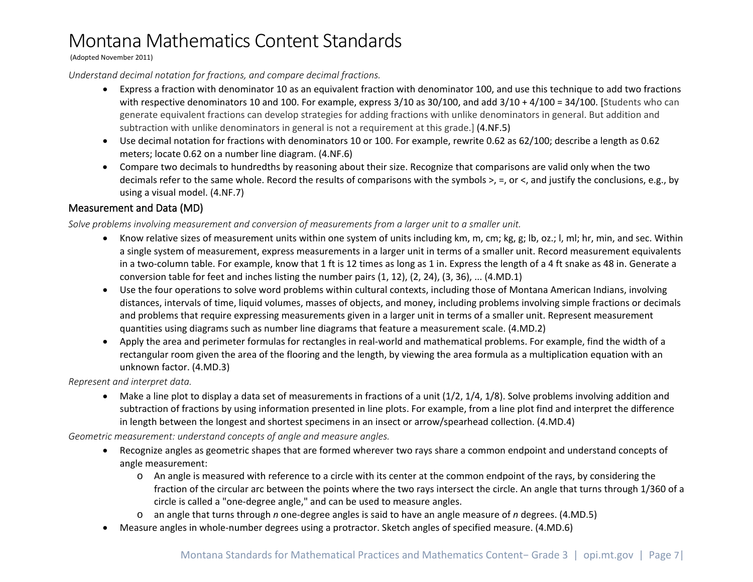# Montana Mathematics Content Standards

(Adopted November 2011)

*Understand decimal notation for fractions, and compare decimal fractions.*

- Express a fraction with denominator 10 as an equivalent fraction with denominator 100, and use this technique to add two fractions with respective denominators 10 and 100. For example, express 3/10 as 30/100, and add 3/10 + 4/100 = 34/100. [Students who can generate equivalent fractions can develop strategies for adding fractions with unlike denominators in general. But addition and subtraction with unlike denominators in general is not a requirement at this grade.] (4.NF.5)
- Use decimal notation for fractions with denominators 10 or 100. For example, rewrite 0.62 as 62/100; describe a length as 0.62 meters; locate 0.62 on a number line diagram. (4.NF.6)
- Compare two decimals to hundredths by reasoning about their size. Recognize that comparisons are valid only when the two decimals refer to the same whole. Record the results of comparisons with the symbols >, =, or <, and justify the conclusions, e.g., by using a visual model. (4.NF.7)

## Measurement and Data (MD)

*Solve problems involving measurement and conversion of measurements from a larger unit to a smaller unit.*

- Know relative sizes of measurement units within one system of units including km, m, cm; kg, g; lb, oz.; l, ml; hr, min, and sec. Within a single system of measurement, express measurements in a larger unit in terms of a smaller unit. Record measurement equivalents in a two-column table. For example, know that 1 ft is 12 times as long as 1 in. Express the length of a 4 ft snake as 48 in. Generate a conversion table for feet and inches listing the number pairs (1, 12), (2, 24), (3, 36), ... (4.MD.1)
- Use the four operations to solve word problems within cultural contexts, including those of Montana American Indians, involving distances, intervals of time, liquid volumes, masses of objects, and money, including problems involving simple fractions or decimals and problems that require expressing measurements given in a larger unit in terms of a smaller unit. Represent measurement quantities using diagrams such as number line diagrams that feature a measurement scale. (4.MD.2)
- Apply the area and perimeter formulas for rectangles in real-world and mathematical problems. For example, find the width of a rectangular room given the area of the flooring and the length, by viewing the area formula as a multiplication equation with an unknown factor. (4.MD.3)

*Represent and interpret data.*

- Make a line plot to display a data set of measurements in fractions of a unit (1/2, 1/4, 1/8). Solve problems involving addition and subtraction of fractions by using information presented in line plots. For example, from a line plot find and interpret the difference in length between the longest and shortest specimens in an insect or arrow/spearhead collection. (4.MD.4)

*Geometric measurement: understand concepts of angle and measure angles.*

- Recognize angles as geometric shapes that are formed wherever two rays share a common endpoint and understand concepts of angle measurement:
  - An angle is measured with reference to a circle with its center at the common endpoint of the rays, by considering the fraction of the circular arc between the points where the two rays intersect the circle. An angle that turns through 1/360 of a circle is called a "one-degree angle," and can be used to measure angles.
  - an angle that turns through $n$ one-degree angles is said to have an angle measure of $n$ degrees. (4.MD.5)
- Measure angles in whole-number degrees using a protractor. Sketch angles of specified measure. (4.MD.6)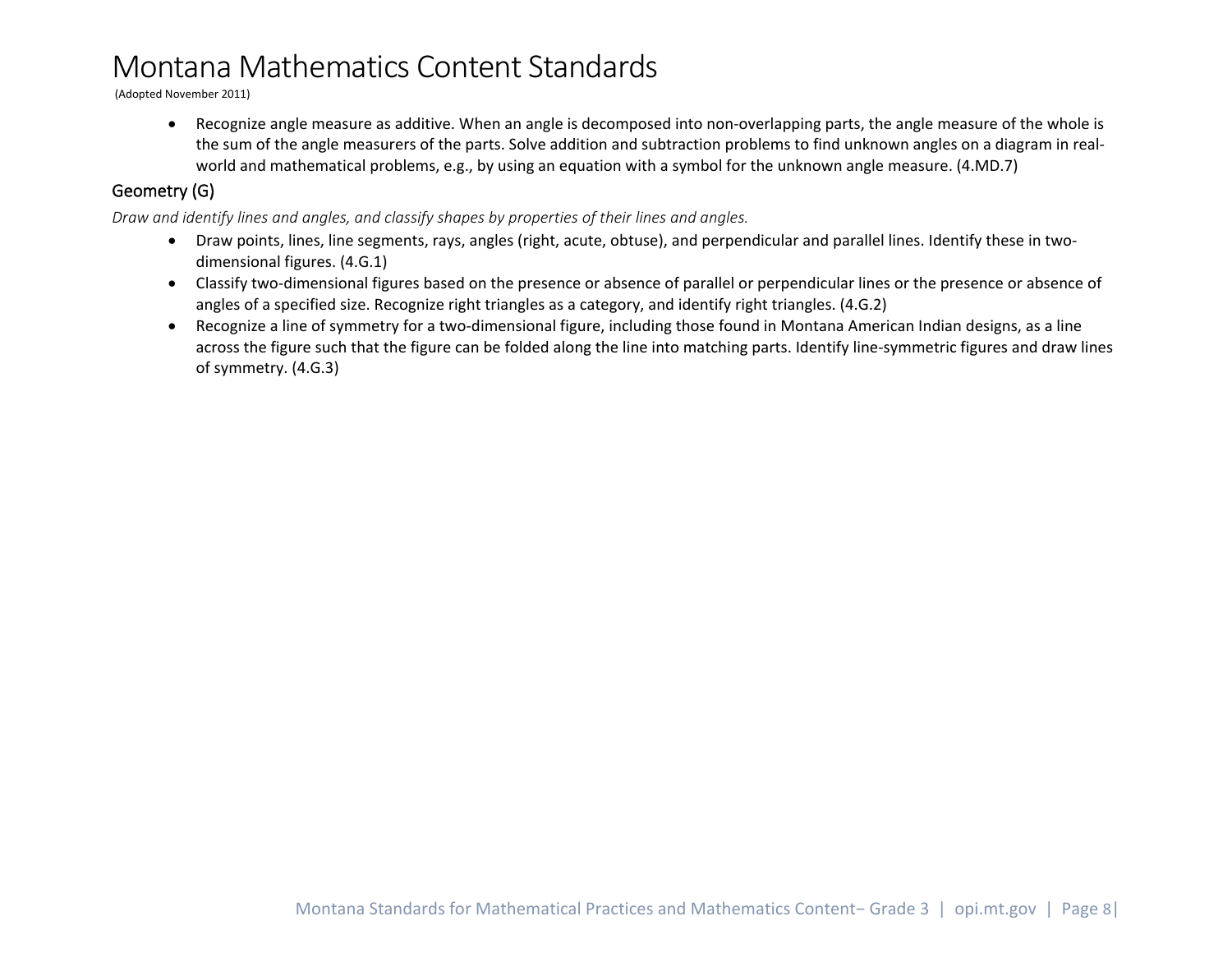- Recognize angle measure as additive. When an angle is decomposed into non-overlapping parts, the angle measure of the whole is the sum of the angle measurers of the parts. Solve addition and subtraction problems to find unknown angles on a diagram in real-world and mathematical problems, e.g., by using an equation with a symbol for the unknown angle measure. (4.MD.7)

## Geometry (G)

*Draw and identify lines and angles, and classify shapes by properties of their lines and angles.*

- Draw points, lines, line segments, rays, angles (right, acute, obtuse), and perpendicular and parallel lines. Identify these in two-dimensional figures. (4.G.1)
- Classify two-dimensional figures based on the presence or absence of parallel or perpendicular lines or the presence or absence of angles of a specified size. Recognize right triangles as a category, and identify right triangles. (4.G.2)
- Recognize a line of symmetry for a two-dimensional figure, including those found in Montana American Indian designs, as a line across the figure such that the figure can be folded along the line into matching parts. Identify line-symmetric figures and draw lines of symmetry. (4.G.3)